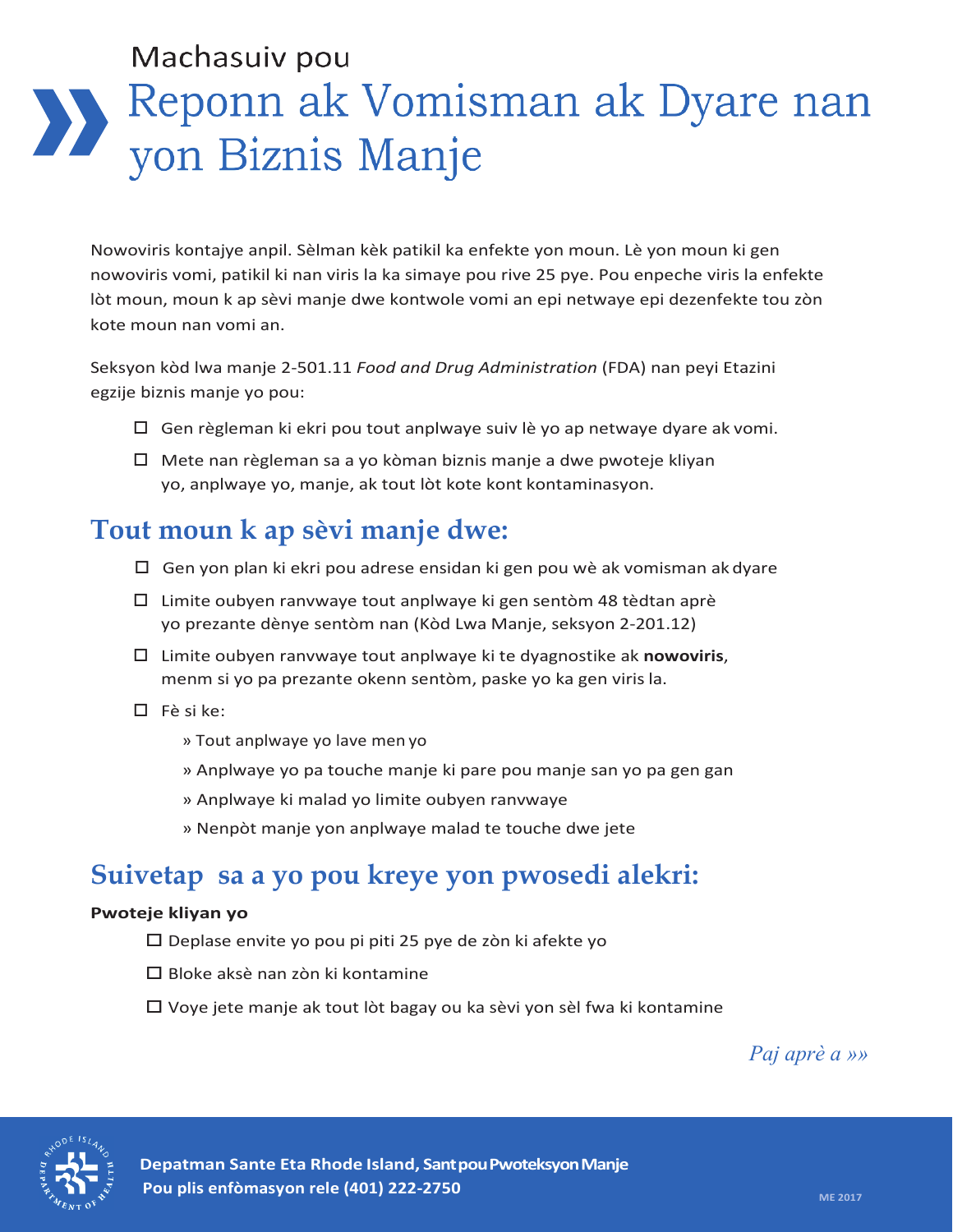Machasuiv pou

# Reponn ak Vomisman ak Dyare nan yon Biznis Manje

Nowoviris kontajye anpil. Sèlman kèk patikil ka enfekte yon moun. Lè yon moun ki gen nowoviris vomi, patikil ki nan viris la ka simaye pou rive 25 pye. Pou enpeche viris la enfekte lòt moun, moun k ap sèvi manje dwe kontwole vomi an epi netwaye epi dezenfekte tou zòn kote moun nan vomi an.

Seksyon kòd lwa manje 2-501.11 *Food and Drug Administration* (FDA) nan peyi Etazini egzije biznis manje yo pou:

- ☐ Gen règleman ki ekri pou tout anplwaye suiv lè yo ap netwaye dyare ak vomi.
- ☐ Mete nan règleman sa a yo kòman biznis manje a dwe pwoteje kliyan yo, anplwaye yo, manje, ak tout lòt kote kont kontaminasyon.

## Tout moun k ap sèvi manje dwe:

- ☐ Gen yon plan ki ekri pou adrese ensidan ki gen pou wè ak vomisman ak dyare
- ☐ Limite oubyen ranvwaye tout anplwaye ki gen sentòm 48 tèdtan aprè yo prezante dènye sentòm nan (Kòd Lwa Manje, seksyon 2-201.12)
- ☐ Limite oubyen ranvwaye tout anplwaye ki te dyagnostike ak **nowoviris**, menm si yo pa prezante okenn sentòm, paske yo ka gen viris la.
- ☐ Fè si ke:
  - » Tout anplwaye yo lave men yo
  - » Anplwaye yo pa touche manje ki pare pou manje san yo pa gen gan
  - » Anplwaye ki malad yo limite oubyen ranvwaye
  - » Nenpòt manje yon anplwaye malad te touche dwe jete

## Suivetap sa a yo pou kreye yon pwosedi alekri:

**Pwoteje kliyan yo**

- ☐ Deplase envite yo pou pi piti 25 pye de zòn ki afekte yo
- ☐ Bloke aksè nan zòn ki kontamine
- ☐ Voye jete manje ak tout lòt bagay ou ka sèvi yon sèl fwa ki kontamine

*Paj aprè a »»*

**Depatman Sante Eta Rhode Island, Sant pou Pwoteksyon Manje**
**Pou plis enfòmasyon rele (401) 222-2750**

ME 2017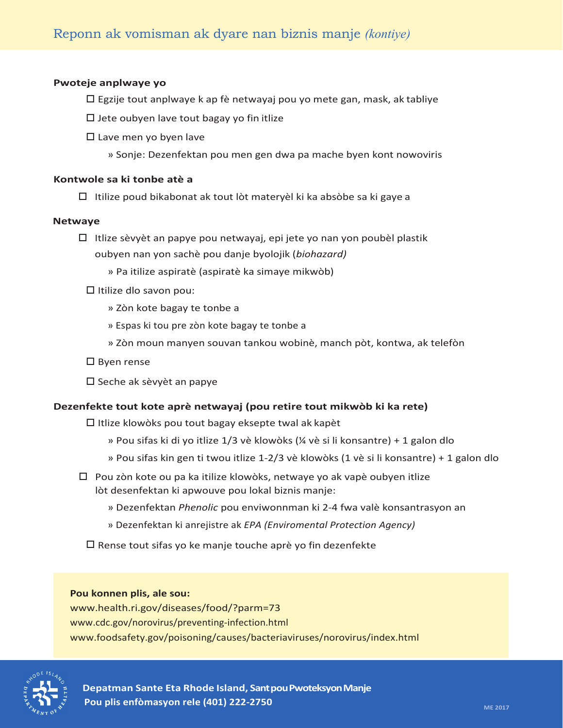# Reponn ak vomisman ak dyare nan biznis manje *(kontiye)*

**Pwoteje anplwaye yo**

- ☐ Egzije tout anplwaye k ap fè netwayaj pou yo mete gan, mask, ak tabliye
- ☐ Jete oubyen lave tout bagay yo fin itlize
- ☐ Lave men yo byen lave
  - » Sonje: Dezenfektan pou men gen dwa pa mache byen kont nowoviris

**Kontwole sa ki tonbe atè a**

- ☐ Itilize poud bikabonat ak tout lòt materyèl ki ka absòbe sa ki gaye a

**Netwaye**

- ☐ Itlize sèvyèt an papye pou netwayaj, epi jete yo nan yon poubèl plastik oubyen nan yon sachè pou danje byolojik (*biohazard)*
  - » Pa itilize aspiratè (aspiratè ka simaye mikwòb)
- ☐ Itilize dlo savon pou:
  - » Zòn kote bagay te tonbe a
  - » Espas ki tou pre zòn kote bagay te tonbe a
  - » Zòn moun manyen souvan tankou wobinè, manch pòt, kontwa, ak telefòn
- ☐ Byen rense
- ☐ Seche ak sèvyèt an papye

**Dezenfekte tout kote aprè netwayaj (pou retire tout mikwòb ki ka rete)**

- ☐ Itlize klowòks pou tout bagay eksepte twal ak kapèt
  - » Pou sifas ki di yo itlize 1/3 vè klowòks (¼ vè si li konsantre) + 1 galon dlo
  - » Pou sifas kin gen ti twou itlize 1-2/3 vè klowòks (1 vè si li konsantre) + 1 galon dlo
- ☐ Pou zòn kote ou pa ka itilize klowòks, netwaye yo ak vapè oubyen itlize lòt desenfektan ki apwouve pou lokal biznis manje:
  - » Dezenfektan *Phenolic* pou enviwonnman ki 2-4 fwa valè konsantrasyon an
  - » Dezenfektan ki anrejistre ak *EPA (Enviromental Protection Agency)*
- ☐ Rense tout sifas yo ke manje touche aprè yo fin dezenfekte

**Pou konnen plis, ale sou:**
www.health.ri.gov/diseases/food/?parm=73
www.cdc.gov/norovirus/preventing-infection.html
www.foodsafety.gov/poisoning/causes/bacteriaviruses/norovirus/index.html

**Depatman Sante Eta Rhode Island, Sant pou Pwoteksyon Manje**
**Pou plis enfòmasyon rele (401) 222-2750**

ME 2017